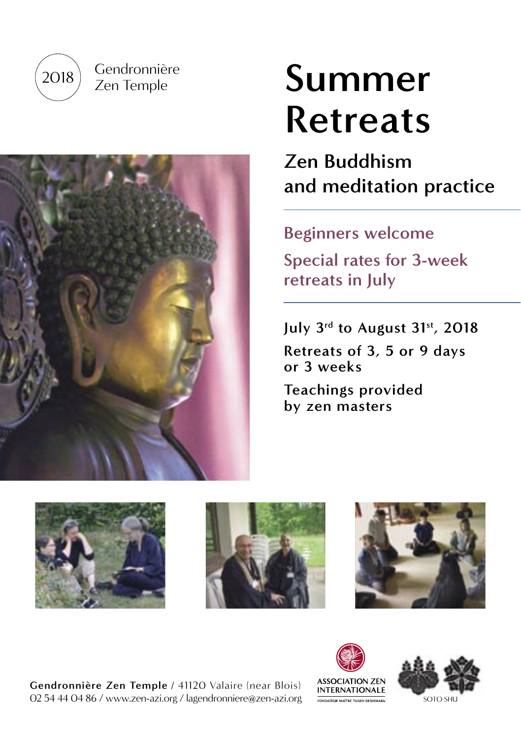2018 Gendronnière Zen Temple

# Summer Retreats

## Zen Buddhism and meditation practice

**Beginners welcome**

**Special rates for 3-week retreats in July**

July 3rd to August 31st, 2018

Retreats of 3, 5 or 9 days or 3 weeks

Teachings provided by zen masters

**Gendronnière Zen Temple** / 41120 Valaire (near Blois)
02 54 44 04 86 / www.zen-azi.org / lagendronniere@zen-azi.org

ASSOCIATION ZEN INTERNATIONALE
FONDATEUR MAÎTRE TAISEN DESHIMARU

SOTO SHU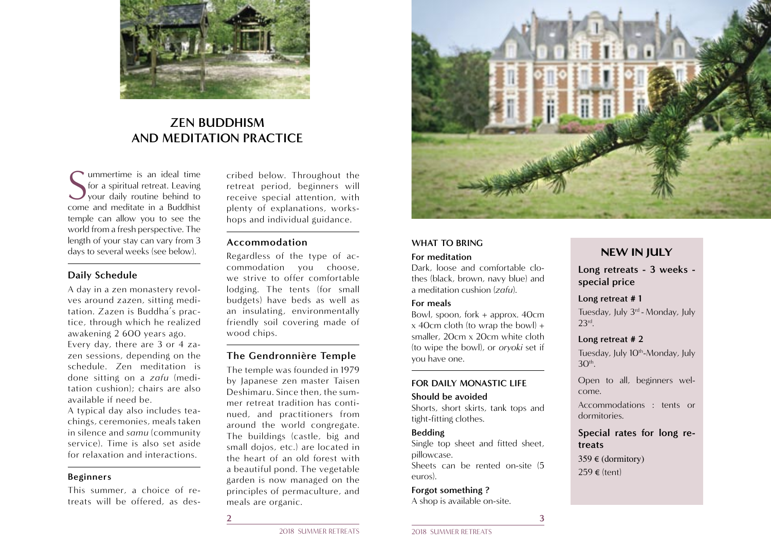# ZEN BUDDHISM AND MEDITATION PRACTICE

Summertime is an ideal time for a spiritual retreat. Leaving your daily routine behind to come and meditate in a Buddhist temple can allow you to see the world from a fresh perspective. The length of your stay can vary from 3 days to several weeks (see below).

## Daily Schedule

A day in a zen monastery revolves around zazen, sitting meditation. Zazen is Buddha's practice, through which he realized awakening 2 600 years ago.

Every day, there are 3 or 4 zazen sessions, depending on the schedule. Zen meditation is done sitting on a *zafu* (meditation cushion); chairs are also available if need be.

A typical day also includes teachings, ceremonies, meals taken in silence and *samu* (community service). Time is also set aside for relaxation and interactions.

## Beginners

This summer, a choice of retreats will be offered, as described below. Throughout the retreat period, beginners will receive special attention, with plenty of explanations, workshops and individual guidance.

## Accommodation

Regardless of the type of accommodation you choose, we strive to offer comfortable lodging. The tents (for small budgets) have beds as well as an insulating, environmentally friendly soil covering made of wood chips.

## The Gendronnière Temple

The temple was founded in 1979 by Japanese zen master Taisen Deshimaru. Since then, the summer retreat tradition has continued, and practitioners from around the world congregate. The buildings (castle, big and small dojos, etc.) are located in the heart of an old forest with a beautiful pond. The vegetable garden is now managed on the principles of permaculture, and meals are organic.

## WHAT TO BRING

**For meditation**

Dark, loose and comfortable clothes (black, brown, navy blue) and a meditation cushion (*zafu*).

**For meals**

Bowl, spoon, fork + approx. 40cm x 40cm cloth (to wipe the bowl) + smaller, 20cm x 20cm white cloth (to wipe the bowl), or *oryoki* set if you have one.

## FOR DAILY MONASTIC LIFE

**Should be avoided**

Shorts, short skirts, tank tops and tight-fitting clothes.

**Bedding**

Single top sheet and fitted sheet, pillowcase.

Sheets can be rented on-site (5 euros).

**Forgot something ?**

A shop is available on-site.

## NEW IN JULY

**Long retreats - 3 weeks - special price**

**Long retreat # 1**

Tuesday, July 3rd - Monday, July 23rd.

**Long retreat # 2**

Tuesday, July 10th-Monday, July 30th.

Open to all, beginners welcome.

Accommodations : tents or dormitories.

**Special rates for long retreats**

359 € (dormitory)

259 € (tent)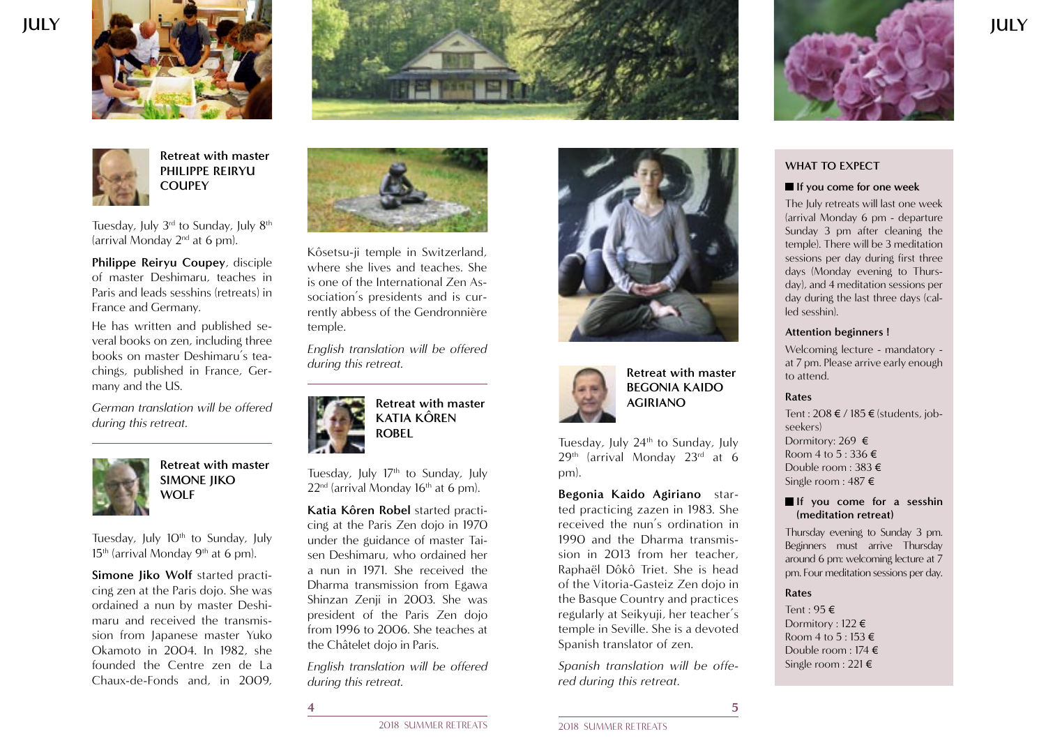## Retreat with master PHILIPPE REIRYU COUPEY

Tuesday, July 3rd to Sunday, July 8th (arrival Monday 2nd at 6 pm).

**Philippe Reiryu Coupey**, disciple of master Deshimaru, teaches in Paris and leads sesshins (retreats) in France and Germany.

He has written and published several books on zen, including three books on master Deshimaru's teachings, published in France, Germany and the US.

*German translation will be offered during this retreat.*

## Retreat with master SIMONE JIKO WOLF

Tuesday, July 10th to Sunday, July 15th (arrival Monday 9th at 6 pm).

**Simone Jiko Wolf** started practicing zen at the Paris dojo. She was ordained a nun by master Deshimaru and received the transmission from Japanese master Yuko Okamoto in 2004. In 1982, she founded the Centre zen de La Chaux-de-Fonds and, in 2009, Kôsetsu-ji temple in Switzerland, where she lives and teaches. She is one of the International Zen Association's presidents and is currently abbess of the Gendronnière temple.

*English translation will be offered during this retreat.*

## Retreat with master KATIA KÔREN ROBEL

Tuesday, July 17th to Sunday, July 22nd (arrival Monday 16th at 6 pm).

**Katia Kôren Robel** started practicing at the Paris Zen dojo in 1970 under the guidance of master Taisen Deshimaru, who ordained her a nun in 1971. She received the Dharma transmission from Egawa Shinzan Zenji in 2003. She was president of the Paris Zen dojo from 1996 to 2006. She teaches at the Châtelet dojo in Paris.

*English translation will be offered during this retreat.*

## Retreat with master BEGONIA KAIDO AGIRIANO

Tuesday, July 24th to Sunday, July 29th (arrival Monday 23rd at 6 pm).

**Begonia Kaido Agiriano** started practicing zazen in 1983. She received the nun's ordination in 1990 and the Dharma transmission in 2013 from her teacher, Raphaël Dôkô Triet. She is head of the Vitoria-Gasteiz Zen dojo in the Basque Country and practices regularly at Seikyuji, her teacher's temple in Seville. She is a devoted Spanish translator of zen.

*Spanish translation will be offered during this retreat.*

## WHAT TO EXPECT

### If you come for one week

The July retreats will last one week (arrival Monday 6 pm - departure Sunday 3 pm after cleaning the temple). There will be 3 meditation sessions per day during first three days (Monday evening to Thursday), and 4 meditation sessions per day during the last three days (called sesshin).

**Attention beginners !**

Welcoming lecture - mandatory - at 7 pm. Please arrive early enough to attend.

**Rates**

Tent : 208 € / 185 € (students, jobseekers)
Dormitory: 269 €
Room 4 to 5 : 336 €
Double room : 383 €
Single room : 487 €

### If you come for a sesshin (meditation retreat)

Thursday evening to Sunday 3 pm. Beginners must arrive Thursday around 6 pm: welcoming lecture at 7 pm. Four meditation sessions per day.

**Rates**

Tent : 95 €
Dormitory : 122 €
Room 4 to 5 : 153 €
Double room : 174 €
Single room : 221 €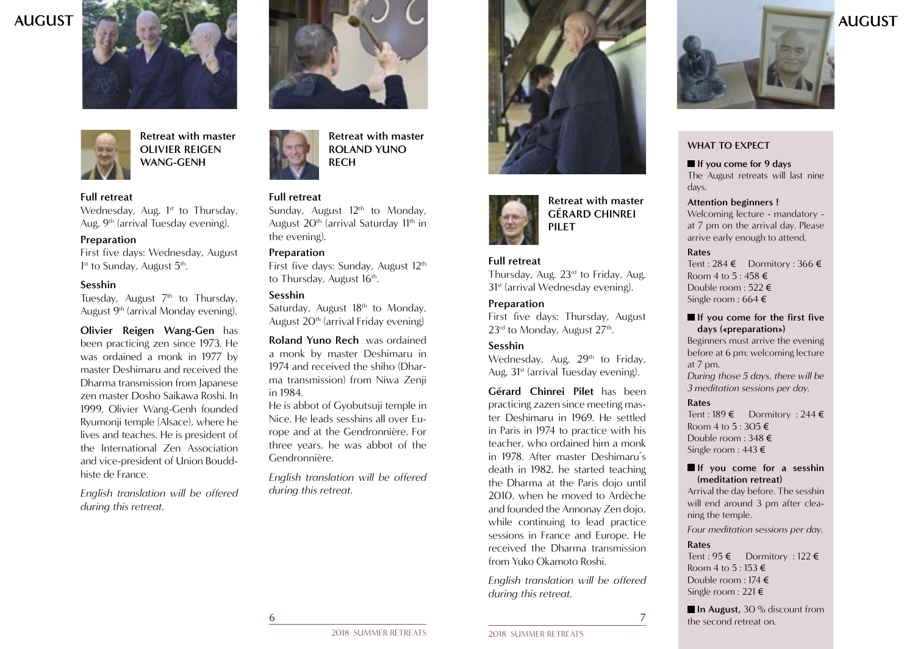# AUGUST

## Retreat with master OLIVIER REIGEN WANG-GENH

**Full retreat**
Wednesday, Aug. 1st to Thursday, Aug. 9th (arrival Tuesday evening).

**Preparation**
First five days: Wednesday, August 1st to Sunday, August 5th.

**Sesshin**
Tuesday, August 7th to Thursday, August 9th (arrival Monday evening).

**Olivier Reigen Wang-Gen** has been practicing zen since 1973. He was ordained a monk in 1977 by master Deshimaru and received the Dharma transmission from Japanese zen master Dosho Saikawa Roshi. In 1999, Olivier Wang-Genh founded Ryumonji temple (Alsace), where he lives and teaches. He is president of the International Zen Association and vice-president of Union Bouddhiste de France.

*English translation will be offered during this retreat.*

## Retreat with master ROLAND YUNO RECH

**Full retreat**
Sunday, August 12th to Monday, August 20th (arrival Saturday 11th in the evening).

**Preparation**
First five days: Sunday, August 12th to Thursday, August 16th.

**Sesshin**
Saturday, August 18th to Monday, August 20th (arrival Friday evening)

**Roland Yuno Rech** was ordained a monk by master Deshimaru in 1974 and received the shiho (Dharma transmission) from Niwa Zenji in 1984.
He is abbot of Gyobutsuji temple in Nice. He leads sesshins all over Europe and at the Gendronnière. For three years, he was abbot of the Gendronnière.

*English translation will be offered during this retreat.*

## Retreat with master GÉRARD CHINREI PILET

**Full retreat**
Thursday, Aug. 23rd to Friday, Aug. 31st (arrival Wednesday evening).

**Preparation**
First five days: Thursday, August 23rd to Monday, August 27th.

**Sesshin**
Wednesday, Aug. 29th to Friday, Aug. 31st (arrival Tuesday evening).

**Gérard Chinrei Pilet** has been practicing zazen since meeting master Deshimaru in 1969. He settled in Paris in 1974 to practice with his teacher, who ordained him a monk in 1978. After master Deshimaru's death in 1982, he started teaching the Dharma at the Paris dojo until 2010, when he moved to Ardèche and founded the Annonay Zen dojo, while continuing to lead practice sessions in France and Europe. He received the Dharma transmission from Yuko Okamoto Roshi.

*English translation will be offered during this retreat.*

## WHAT TO EXPECT

**If you come for 9 days**
The August retreats will last nine days.

**Attention beginners !**
Welcoming lecture - mandatory - at 7 pm on the arrival day. Please arrive early enough to attend.

**Rates**
Tent : 284 € Dormitory : 366 €
Room 4 to 5 : 458 €
Double room : 522 €
Single room : 664 €

**If you come for the first five days («preparation»)**
Beginners must arrive the evening before at 6 pm: welcoming lecture at 7 pm.
*During those 5 days, there will be 3 meditation sessions per day.*

**Rates**
Tent : 189 € Dormitory : 244 €
Room 4 to 5 : 305 €
Double room : 348 €
Single room : 443 €

**If you come for a sesshin (meditation retreat)**
Arrival the day before. The sesshin will end around 3 pm after cleaning the temple.
*Four meditation sessions per day.*

**Rates**
Tent : 95 € Dormitory : 122 €
Room 4 to 5 : 153 €
Double room : 174 €
Single room : 221 €

**In August,** 30 % discount from the second retreat on.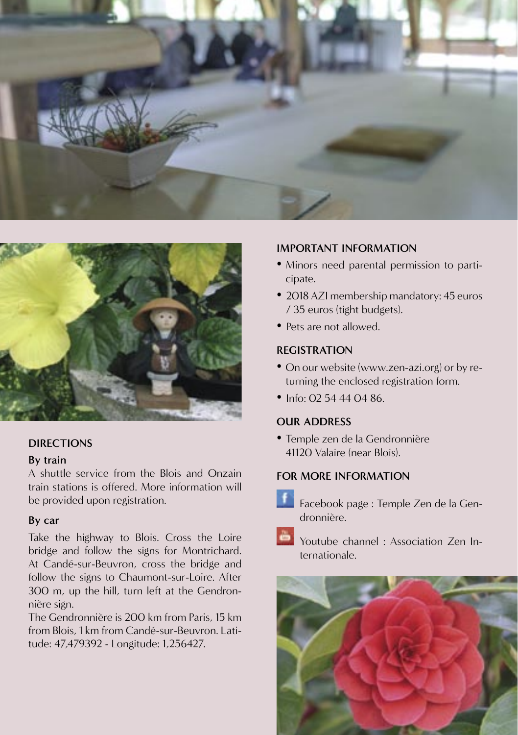## DIRECTIONS

### By train

A shuttle service from the Blois and Onzain train stations is offered. More information will be provided upon registration.

### By car

Take the highway to Blois. Cross the Loire bridge and follow the signs for Montrichard. At Candé-sur-Beuvron, cross the bridge and follow the signs to Chaumont-sur-Loire. After 300 m, up the hill, turn left at the Gendronnière sign.

The Gendronnière is 200 km from Paris, 15 km from Blois, 1 km from Candé-sur-Beuvron. Latitude: 47,479392 - Longitude: 1,256427.

## IMPORTANT INFORMATION

- Minors need parental permission to participate.
- 2018 AZI membership mandatory: 45 euros / 35 euros (tight budgets).
- Pets are not allowed.

## REGISTRATION

- On our website (www.zen-azi.org) or by returning the enclosed registration form.
- Info: 02 54 44 04 86.

## OUR ADDRESS

- Temple zen de la Gendronnière
  41120 Valaire (near Blois).

## FOR MORE INFORMATION

Facebook page : Temple Zen de la Gendronnière.

Youtube channel : Association Zen Internationale.